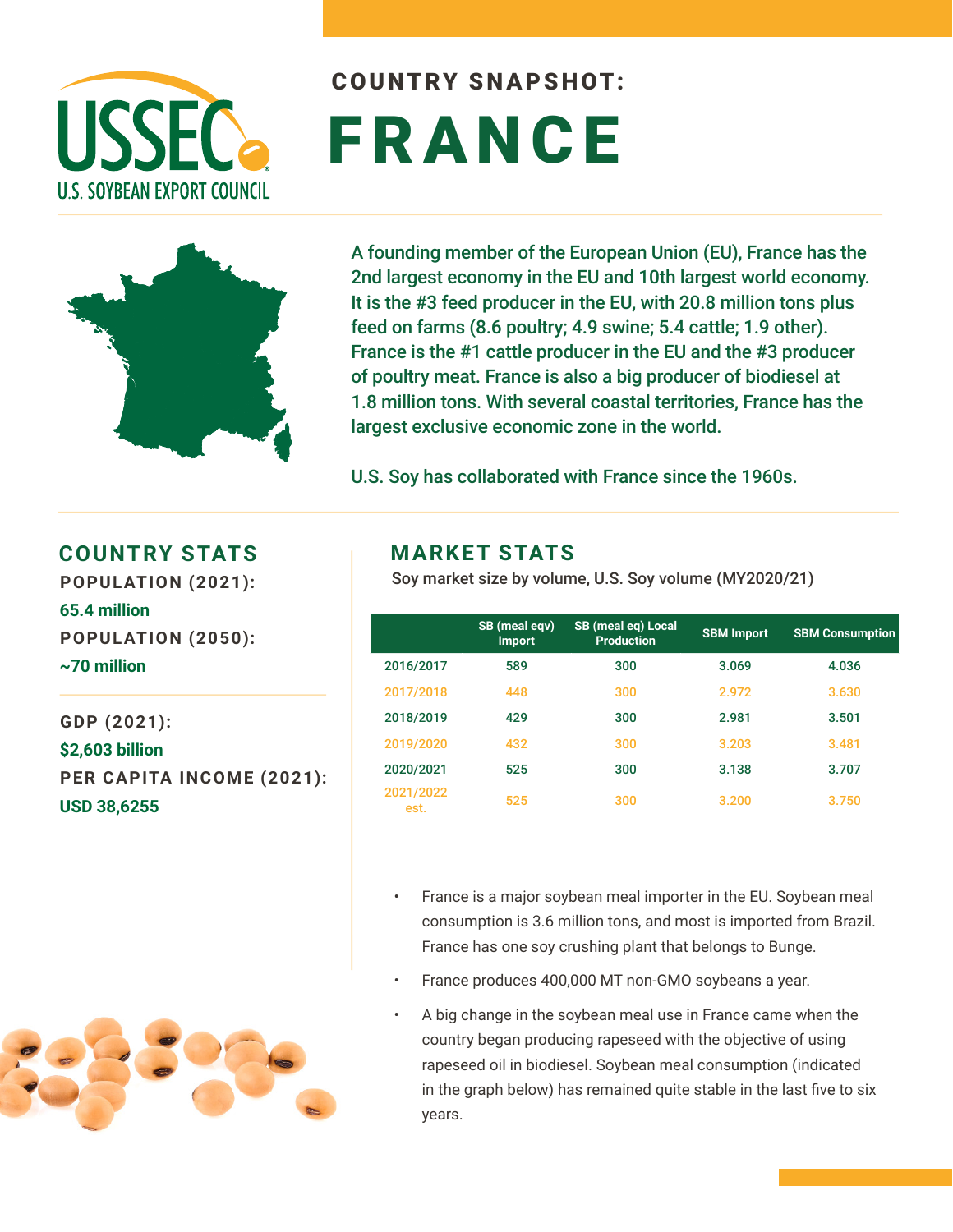USSEC
U.S. SOYBEAN EXPORT COUNCIL

# COUNTRY SNAPSHOT: FRANCE

A founding member of the European Union (EU), France has the 2nd largest economy in the EU and 10th largest world economy. It is the #3 feed producer in the EU, with 20.8 million tons plus feed on farms (8.6 poultry; 4.9 swine; 5.4 cattle; 1.9 other). France is the #1 cattle producer in the EU and the #3 producer of poultry meat. France is also a big producer of biodiesel at 1.8 million tons. With several coastal territories, France has the largest exclusive economic zone in the world.

U.S. Soy has collaborated with France since the 1960s.

## COUNTRY STATS

**POPULATION (2021):**
65.4 million

**POPULATION (2050):**
~70 million

**GDP (2021):**
$2,603 billion

**PER CAPITA INCOME (2021):**
USD 38,6255

## MARKET STATS

Soy market size by volume, U.S. Soy volume (MY2020/21)

| | SB (meal eqv) Import | SB (meal eq) Local Production | SBM Import | SBM Consumption |
|---|---|---|---|---|
| 2016/2017 | 589 | 300 | 3.069 | 4.036 |
| 2017/2018 | 448 | 300 | 2.972 | 3.630 |
| 2018/2019 | 429 | 300 | 2.981 | 3.501 |
| 2019/2020 | 432 | 300 | 3.203 | 3.481 |
| 2020/2021 | 525 | 300 | 3.138 | 3.707 |
| 2021/2022 est. | 525 | 300 | 3.200 | 3.750 |

- France is a major soybean meal importer in the EU. Soybean meal consumption is 3.6 million tons, and most is imported from Brazil. France has one soy crushing plant that belongs to Bunge.
- France produces 400,000 MT non-GMO soybeans a year.
- A big change in the soybean meal use in France came when the country began producing rapeseed with the objective of using rapeseed oil in biodiesel. Soybean meal consumption (indicated in the graph below) has remained quite stable in the last five to six years.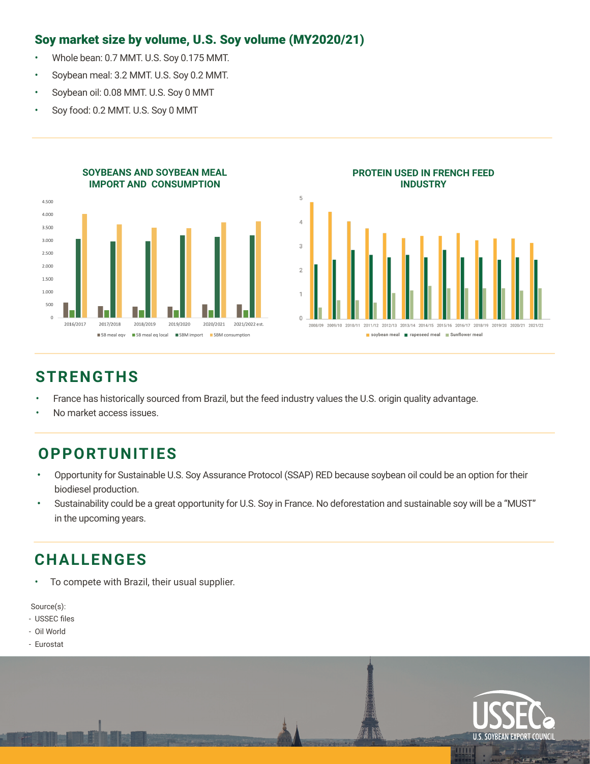## Soy market size by volume, U.S. Soy volume (MY2020/21)

- Whole bean: 0.7 MMT. U.S. Soy 0.175 MMT.
- Soybean meal: 3.2 MMT. U.S. Soy 0.2 MMT.
- Soybean oil: 0.08 MMT. U.S. Soy 0 MMT
- Soy food: 0.2 MMT. U.S. Soy 0 MMT

SOYBEANS AND SOYBEAN MEAL IMPORT AND CONSUMPTION

4.500
4.000
3.500
3.000
2.500
2.000
1.500
1.000
500
0

2016/2017
2017/2018
2018/2019
2019/2020
2020/2021
2021/2022 est.

SB meal eqv
SB meal eq local
SBM import
SBM consumption

PROTEIN USED IN FRENCH FEED INDUSTRY

5
4
3
2
1
0

2008/09
2009/10
2010/11
2011/12
2012/13
2013/14
2014/15
2015/16
2016/17
2018/19
2019/20
2020/21
2021/22

soybean meal
rapeseed meal
Sunflower meal

## STRENGTHS

- France has historically sourced from Brazil, but the feed industry values the U.S. origin quality advantage.
- No market access issues.

## OPPORTUNITIES

- Opportunity for Sustainable U.S. Soy Assurance Protocol (SSAP) RED because soybean oil could be an option for their biodiesel production.
- Sustainability could be a great opportunity for U.S. Soy in France. No deforestation and sustainable soy will be a "MUST" in the upcoming years.

## CHALLENGES

- To compete with Brazil, their usual supplier.

Source(s):
- USSEC files
- Oil World
- Eurostat

USSEC
U.S. SOYBEAN EXPORT COUNCIL